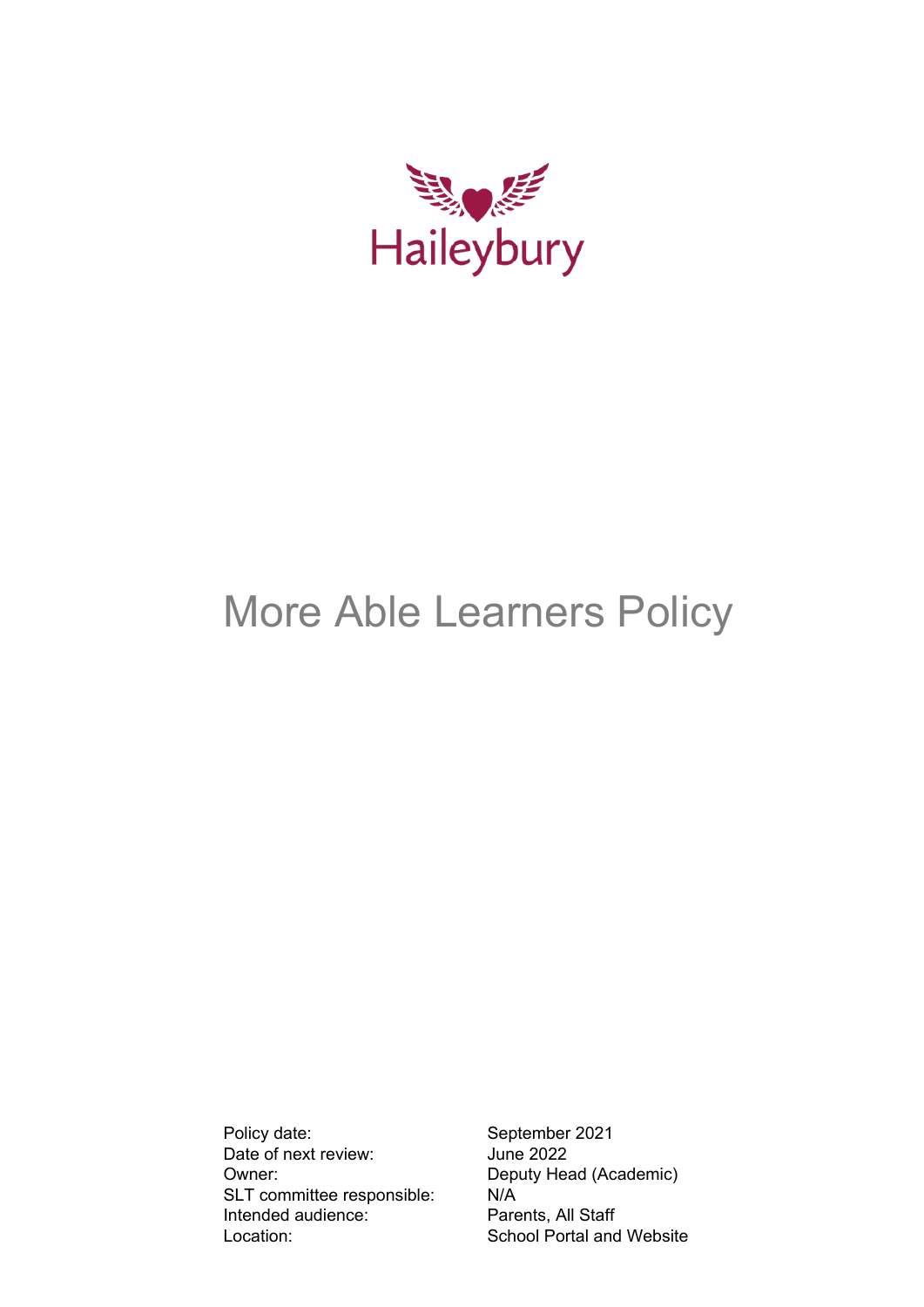Haileybury

# More Able Learners Policy

| | |
|---|---|
| Policy date: | September 2021 |
| Date of next review: | June 2022 |
| Owner: | Deputy Head (Academic) |
| SLT committee responsible: | N/A |
| Intended audience: | Parents, All Staff |
| Location: | School Portal and Website |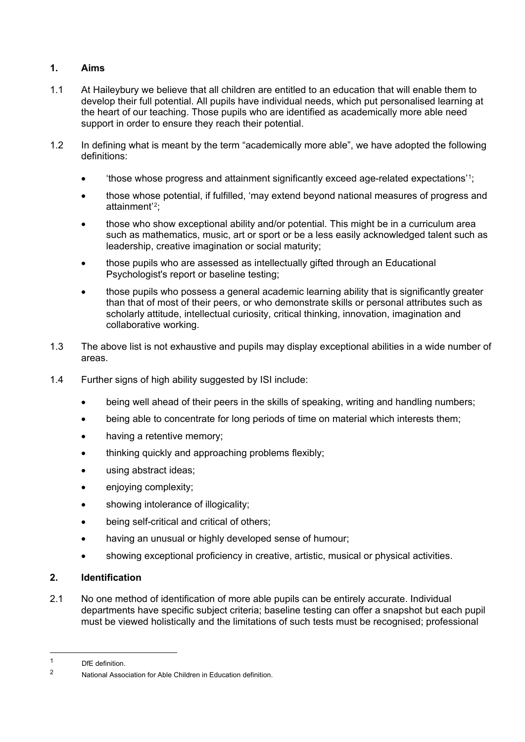## 1. Aims

1.1 At Haileybury we believe that all children are entitled to an education that will enable them to develop their full potential. All pupils have individual needs, which put personalised learning at the heart of our teaching. Those pupils who are identified as academically more able need support in order to ensure they reach their potential.

1.2 In defining what is meant by the term "academically more able", we have adopted the following definitions:

- 'those whose progress and attainment significantly exceed age-related expectations'[1];
- those whose potential, if fulfilled, 'may extend beyond national measures of progress and attainment'[2];
- those who show exceptional ability and/or potential. This might be in a curriculum area such as mathematics, music, art or sport or be a less easily acknowledged talent such as leadership, creative imagination or social maturity;
- those pupils who are assessed as intellectually gifted through an Educational Psychologist's report or baseline testing;
- those pupils who possess a general academic learning ability that is significantly greater than that of most of their peers, or who demonstrate skills or personal attributes such as scholarly attitude, intellectual curiosity, critical thinking, innovation, imagination and collaborative working.

1.3 The above list is not exhaustive and pupils may display exceptional abilities in a wide number of areas.

1.4 Further signs of high ability suggested by ISI include:

- being well ahead of their peers in the skills of speaking, writing and handling numbers;
- being able to concentrate for long periods of time on material which interests them;
- having a retentive memory;
- thinking quickly and approaching problems flexibly;
- using abstract ideas;
- enjoying complexity;
- showing intolerance of illogicality;
- being self-critical and critical of others;
- having an unusual or highly developed sense of humour;
- showing exceptional proficiency in creative, artistic, musical or physical activities.

## 2. Identification

2.1 No one method of identification of more able pupils can be entirely accurate. Individual departments have specific subject criteria; baseline testing can offer a snapshot but each pupil must be viewed holistically and the limitations of such tests must be recognised; professional

---

[1] DfE definition.

[2] National Association for Able Children in Education definition.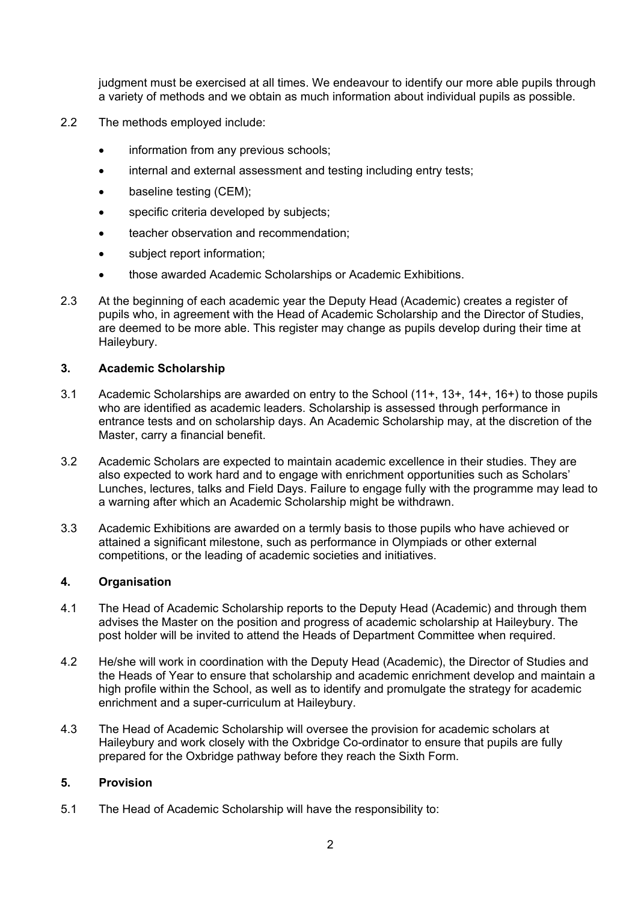judgment must be exercised at all times. We endeavour to identify our more able pupils through a variety of methods and we obtain as much information about individual pupils as possible.

2.2 The methods employed include:

- information from any previous schools;
- internal and external assessment and testing including entry tests;
- baseline testing (CEM);
- specific criteria developed by subjects;
- teacher observation and recommendation;
- subject report information;
- those awarded Academic Scholarships or Academic Exhibitions.

2.3 At the beginning of each academic year the Deputy Head (Academic) creates a register of pupils who, in agreement with the Head of Academic Scholarship and the Director of Studies, are deemed to be more able. This register may change as pupils develop during their time at Haileybury.

## 3. Academic Scholarship

3.1 Academic Scholarships are awarded on entry to the School (11+, 13+, 14+, 16+) to those pupils who are identified as academic leaders. Scholarship is assessed through performance in entrance tests and on scholarship days. An Academic Scholarship may, at the discretion of the Master, carry a financial benefit.

3.2 Academic Scholars are expected to maintain academic excellence in their studies. They are also expected to work hard and to engage with enrichment opportunities such as Scholars' Lunches, lectures, talks and Field Days. Failure to engage fully with the programme may lead to a warning after which an Academic Scholarship might be withdrawn.

3.3 Academic Exhibitions are awarded on a termly basis to those pupils who have achieved or attained a significant milestone, such as performance in Olympiads or other external competitions, or the leading of academic societies and initiatives.

## 4. Organisation

4.1 The Head of Academic Scholarship reports to the Deputy Head (Academic) and through them advises the Master on the position and progress of academic scholarship at Haileybury. The post holder will be invited to attend the Heads of Department Committee when required.

4.2 He/she will work in coordination with the Deputy Head (Academic), the Director of Studies and the Heads of Year to ensure that scholarship and academic enrichment develop and maintain a high profile within the School, as well as to identify and promulgate the strategy for academic enrichment and a super-curriculum at Haileybury.

4.3 The Head of Academic Scholarship will oversee the provision for academic scholars at Haileybury and work closely with the Oxbridge Co-ordinator to ensure that pupils are fully prepared for the Oxbridge pathway before they reach the Sixth Form.

## 5. Provision

5.1 The Head of Academic Scholarship will have the responsibility to: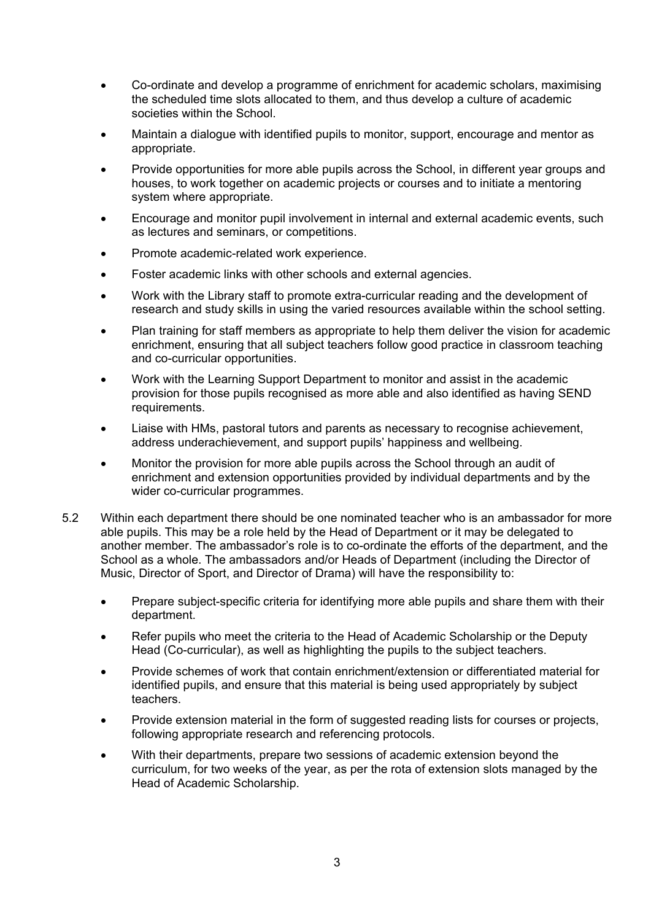- Co-ordinate and develop a programme of enrichment for academic scholars, maximising the scheduled time slots allocated to them, and thus develop a culture of academic societies within the School.
- Maintain a dialogue with identified pupils to monitor, support, encourage and mentor as appropriate.
- Provide opportunities for more able pupils across the School, in different year groups and houses, to work together on academic projects or courses and to initiate a mentoring system where appropriate.
- Encourage and monitor pupil involvement in internal and external academic events, such as lectures and seminars, or competitions.
- Promote academic-related work experience.
- Foster academic links with other schools and external agencies.
- Work with the Library staff to promote extra-curricular reading and the development of research and study skills in using the varied resources available within the school setting.
- Plan training for staff members as appropriate to help them deliver the vision for academic enrichment, ensuring that all subject teachers follow good practice in classroom teaching and co-curricular opportunities.
- Work with the Learning Support Department to monitor and assist in the academic provision for those pupils recognised as more able and also identified as having SEND requirements.
- Liaise with HMs, pastoral tutors and parents as necessary to recognise achievement, address underachievement, and support pupils' happiness and wellbeing.
- Monitor the provision for more able pupils across the School through an audit of enrichment and extension opportunities provided by individual departments and by the wider co-curricular programmes.

5.2 Within each department there should be one nominated teacher who is an ambassador for more able pupils. This may be a role held by the Head of Department or it may be delegated to another member. The ambassador's role is to co-ordinate the efforts of the department, and the School as a whole. The ambassadors and/or Heads of Department (including the Director of Music, Director of Sport, and Director of Drama) will have the responsibility to:

- Prepare subject-specific criteria for identifying more able pupils and share them with their department.
- Refer pupils who meet the criteria to the Head of Academic Scholarship or the Deputy Head (Co-curricular), as well as highlighting the pupils to the subject teachers.
- Provide schemes of work that contain enrichment/extension or differentiated material for identified pupils, and ensure that this material is being used appropriately by subject teachers.
- Provide extension material in the form of suggested reading lists for courses or projects, following appropriate research and referencing protocols.
- With their departments, prepare two sessions of academic extension beyond the curriculum, for two weeks of the year, as per the rota of extension slots managed by the Head of Academic Scholarship.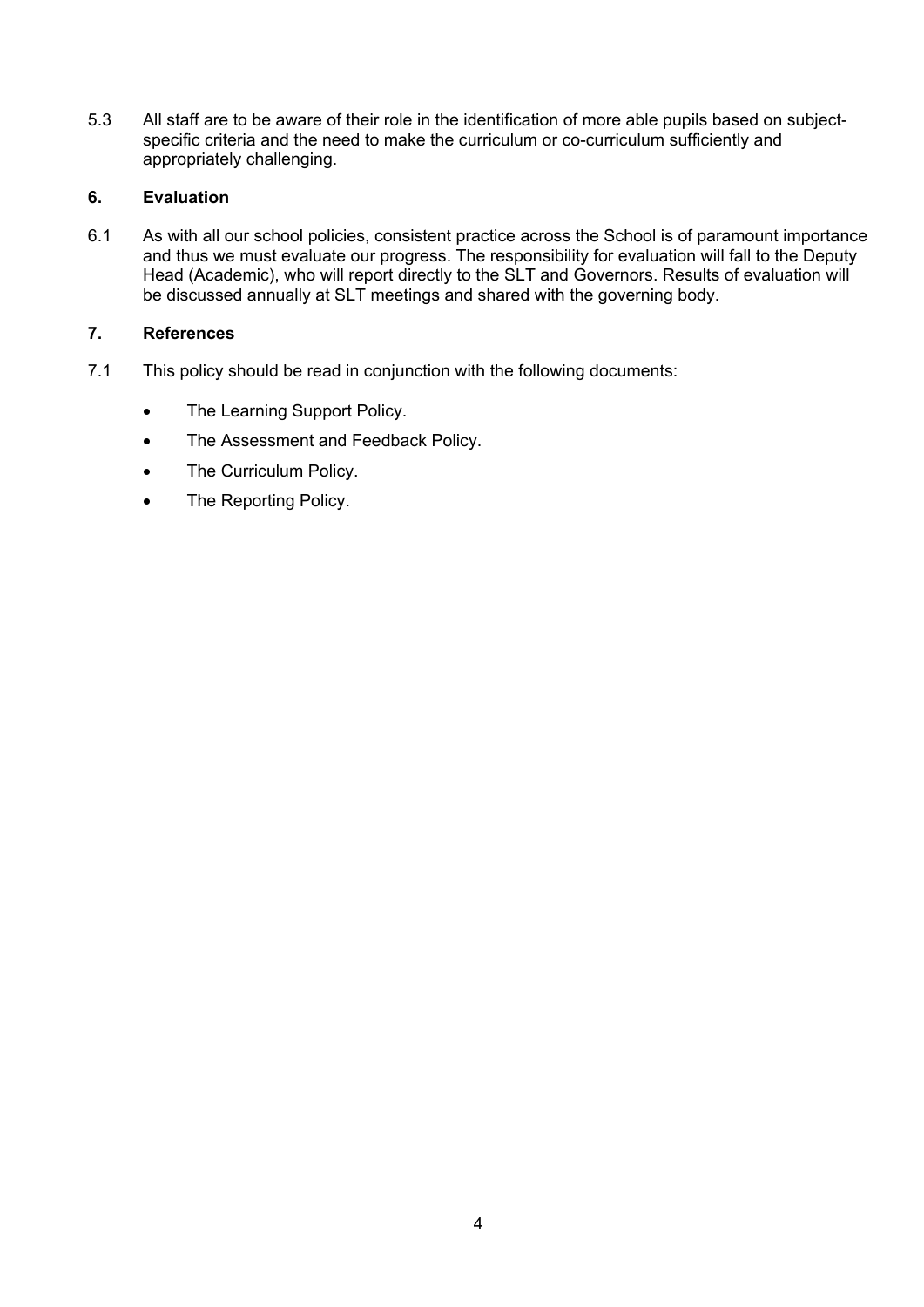5.3 All staff are to be aware of their role in the identification of more able pupils based on subject-specific criteria and the need to make the curriculum or co-curriculum sufficiently and appropriately challenging.

## 6. Evaluation

6.1 As with all our school policies, consistent practice across the School is of paramount importance and thus we must evaluate our progress. The responsibility for evaluation will fall to the Deputy Head (Academic), who will report directly to the SLT and Governors. Results of evaluation will be discussed annually at SLT meetings and shared with the governing body.

## 7. References

7.1 This policy should be read in conjunction with the following documents:

- The Learning Support Policy.
- The Assessment and Feedback Policy.
- The Curriculum Policy.
- The Reporting Policy.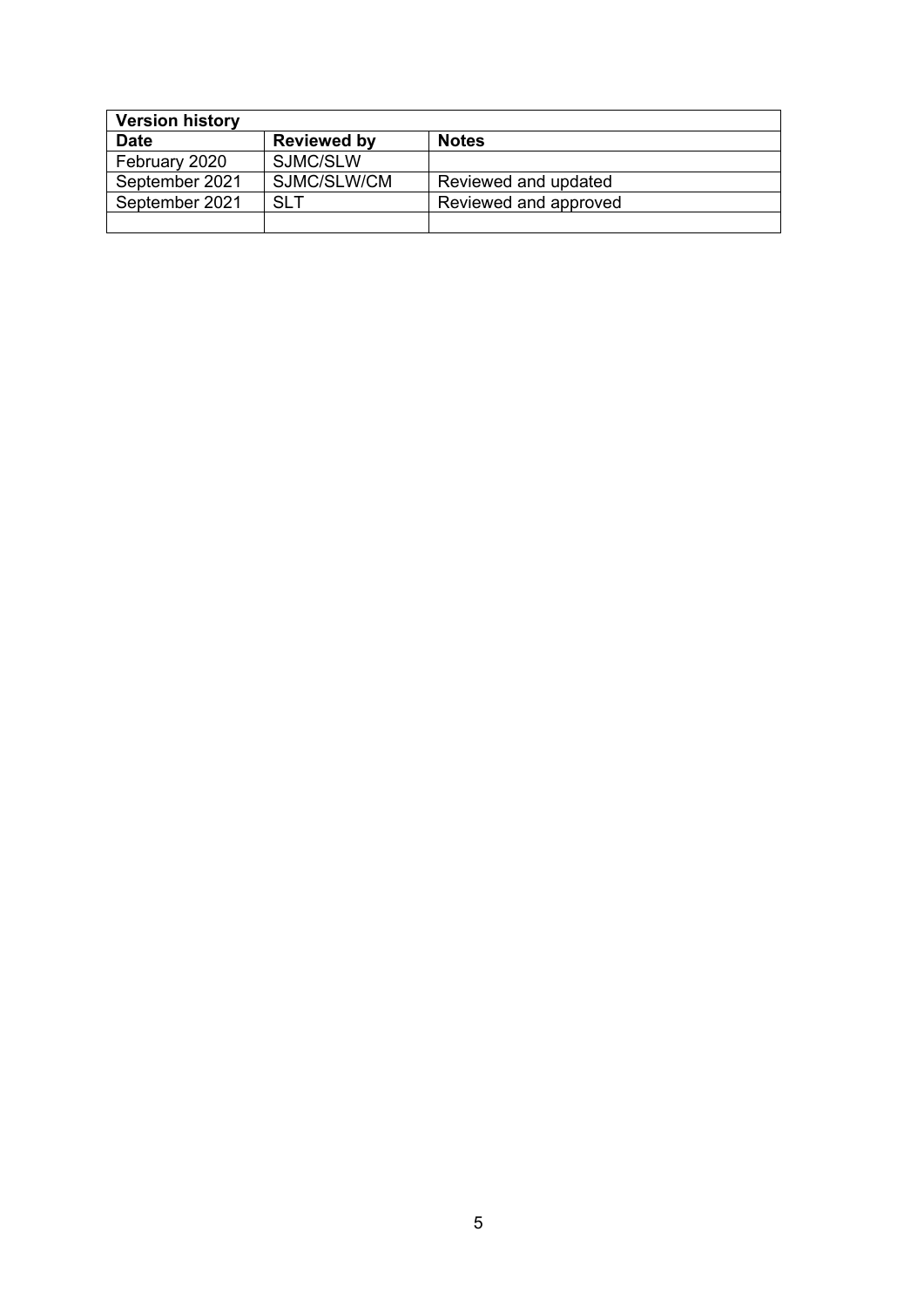| Version history | | |
|---|---|---|
| **Date** | **Reviewed by** | **Notes** |
| February 2020 | SJMC/SLW | |
| September 2021 | SJMC/SLW/CM | Reviewed and updated |
| September 2021 | SLT | Reviewed and approved |
| | | |